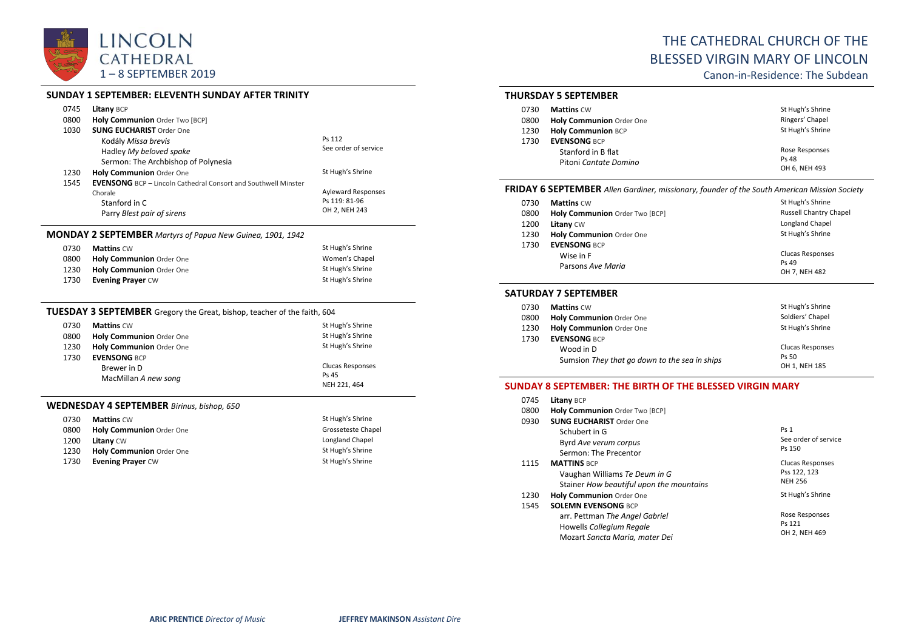# LINCOLN CATHEDRAL

1 – 8 SEPTEMBER 2019

# THE CATHEDRAL CHURCH OF THE BLESSED VIRGIN MARY OF LINCOLN

Canon-in-Residence: The Subdean

## SUNDAY 1 SEPTEMBER: ELEVENTH SUNDAY AFTER TRINITY

| | | |
|---|---|---|
| 0745 | **Litany** BCP | |
| 0800 | **Holy Communion** Order Two [BCP] | |
| 1030 | **SUNG EUCHARIST** Order One<br>Kodály *Missa brevis*<br>Hadley *My beloved spake*<br>Sermon: The Archbishop of Polynesia | Ps 112<br>See order of service |
| 1230 | **Holy Communion** Order One | St Hugh's Shrine |
| 1545 | **EVENSONG** BCP – Lincoln Cathedral Consort and Southwell Minster Chorale<br>Stanford in C<br>Parry *Blest pair of sirens* | Ayleward Responses<br>Ps 119: 81-96<br>OH 2, NEH 243 |

## MONDAY 2 SEPTEMBER *Martyrs of Papua New Guinea, 1901, 1942*

| | | |
|---|---|---|
| 0730 | **Mattins** CW | St Hugh's Shrine |
| 0800 | **Holy Communion** Order One | Women's Chapel |
| 1230 | **Holy Communion** Order One | St Hugh's Shrine |
| 1730 | **Evening Prayer** CW | St Hugh's Shrine |

## TUESDAY 3 SEPTEMBER Gregory the Great, bishop, teacher of the faith, 604

| | | |
|---|---|---|
| 0730 | **Mattins** CW | St Hugh's Shrine |
| 0800 | **Holy Communion** Order One | St Hugh's Shrine |
| 1230 | **Holy Communion** Order One | St Hugh's Shrine |
| 1730 | **EVENSONG** BCP<br>Brewer in D<br>MacMillan *A new song* | Clucas Responses<br>Ps 45<br>NEH 221, 464 |

## WEDNESDAY 4 SEPTEMBER *Birinus, bishop, 650*

| | | |
|---|---|---|
| 0730 | **Mattins** CW | St Hugh's Shrine |
| 0800 | **Holy Communion** Order One | Grosseteste Chapel |
| 1200 | **Litany** CW | Longland Chapel |
| 1230 | **Holy Communion** Order One | St Hugh's Shrine |
| 1730 | **Evening Prayer** CW | St Hugh's Shrine |

## THURSDAY 5 SEPTEMBER

| | | |
|---|---|---|
| 0730 | **Mattins** CW | St Hugh's Shrine |
| 0800 | **Holy Communion** Order One | Ringers' Chapel |
| 1230 | **Holy Communion** BCP | St Hugh's Shrine |
| 1730 | **EVENSONG** BCP<br>Stanford in B flat<br>Pitoni *Cantate Domino* | Rose Responses<br>Ps 48<br>OH 6, NEH 493 |

## FRIDAY 6 SEPTEMBER *Allen Gardiner, missionary, founder of the South American Mission Society*

| | | |
|---|---|---|
| 0730 | **Mattins** CW | St Hugh's Shrine |
| 0800 | **Holy Communion** Order Two [BCP] | Russell Chantry Chapel |
| 1200 | **Litany** CW | Longland Chapel |
| 1230 | **Holy Communion** Order One | St Hugh's Shrine |
| 1730 | **EVENSONG** BCP<br>Wise in F<br>Parsons *Ave Maria* | Clucas Responses<br>Ps 49<br>OH 7, NEH 482 |

## SATURDAY 7 SEPTEMBER

| | | |
|---|---|---|
| 0730 | **Mattins** CW | St Hugh's Shrine |
| 0800 | **Holy Communion** Order One | Soldiers' Chapel |
| 1230 | **Holy Communion** Order One | St Hugh's Shrine |
| 1730 | **EVENSONG** BCP<br>Wood in D<br>Sumsion *They that go down to the sea in ships* | Clucas Responses<br>Ps 50<br>OH 1, NEH 185 |

## SUNDAY 8 SEPTEMBER: THE BIRTH OF THE BLESSED VIRGIN MARY

| | | |
|---|---|---|
| 0745 | **Litany** BCP | |
| 0800 | **Holy Communion** Order Two [BCP] | |
| 0930 | **SUNG EUCHARIST** Order One<br>Schubert in G<br>Byrd *Ave verum corpus*<br>Sermon: The Precentor | Ps 1<br>See order of service<br>Ps 150 |
| 1115 | **MATTINS** BCP<br>Vaughan Williams *Te Deum in G*<br>Stainer *How beautiful upon the mountains* | Clucas Responses<br>Pss 122, 123<br>NEH 256 |
| 1230 | **Holy Communion** Order One | St Hugh's Shrine |
| 1545 | **SOLEMN EVENSONG** BCP<br>arr. Pettman *The Angel Gabriel*<br>Howells *Collegium Regale*<br>Mozart *Sancta Maria, mater Dei* | Rose Responses<br>Ps 121<br>OH 2, NEH 469 |

**ARIC PRENTICE** *Director of Music* **JEFFREY MAKINSON** *Assistant Dire*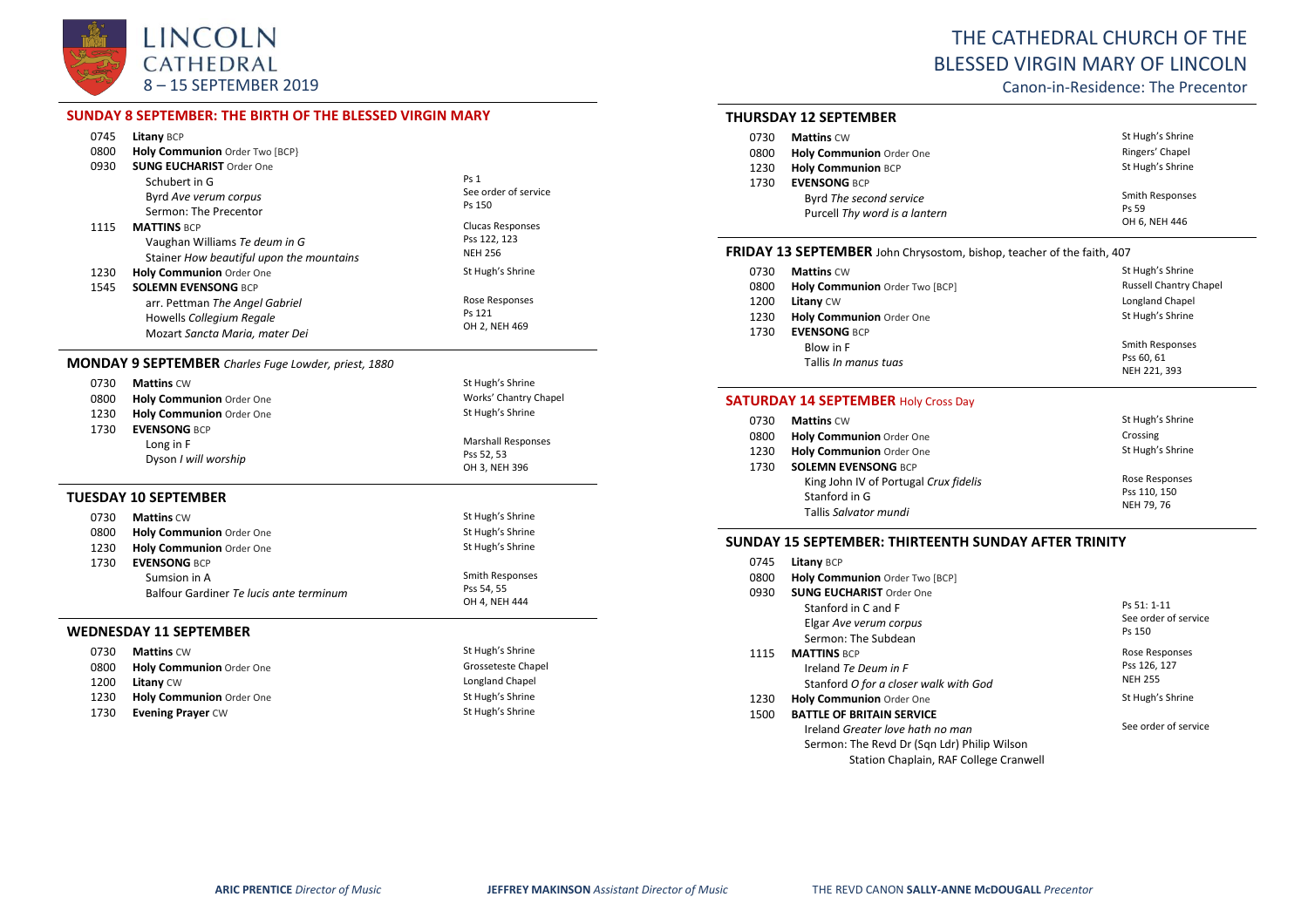# LINCOLN CATHEDRAL
8 – 15 SEPTEMBER 2019

# THE CATHEDRAL CHURCH OF THE BLESSED VIRGIN MARY OF LINCOLN
Canon-in-Residence: The Precentor

## SUNDAY 8 SEPTEMBER: THE BIRTH OF THE BLESSED VIRGIN MARY

0745 **Litany** BCP
0800 **Holy Communion** Order Two [BCP}
0930 **SUNG EUCHARIST** Order One
Schubert in G — Ps 1
Byrd *Ave verum corpus* — See order of service
Sermon: The Precentor — Ps 150
1115 **MATTINS** BCP — Clucas Responses
Vaughan Williams *Te deum in G* — Pss 122, 123
Stainer *How beautiful upon the mountains* — NEH 256
1230 **Holy Communion** Order One — St Hugh's Shrine
1545 **SOLEMN EVENSONG** BCP — Rose Responses
arr. Pettman *The Angel Gabriel* — Ps 121
Howells *Collegium Regale* — OH 2, NEH 469
Mozart *Sancta Maria, mater Dei*

## MONDAY 9 SEPTEMBER *Charles Fuge Lowder, priest, 1880*

0730 **Mattins** CW — St Hugh's Shrine
0800 **Holy Communion** Order One — Works' Chantry Chapel
1230 **Holy Communion** Order One — St Hugh's Shrine
1730 **EVENSONG** BCP — Marshall Responses
Long in F — Pss 52, 53
Dyson *I will worship* — OH 3, NEH 396

## TUESDAY 10 SEPTEMBER

0730 **Mattins** CW — St Hugh's Shrine
0800 **Holy Communion** Order One — St Hugh's Shrine
1230 **Holy Communion** Order One — St Hugh's Shrine
1730 **EVENSONG** BCP — Smith Responses
Sumsion in A — Pss 54, 55
Balfour Gardiner *Te lucis ante terminum* — OH 4, NEH 444

## WEDNESDAY 11 SEPTEMBER

0730 **Mattins** CW — St Hugh's Shrine
0800 **Holy Communion** Order One — Grosseteste Chapel
1200 **Litany** CW — Longland Chapel
1230 **Holy Communion** Order One — St Hugh's Shrine
1730 **Evening Prayer** CW — St Hugh's Shrine

## THURSDAY 12 SEPTEMBER

0730 **Mattins** CW — St Hugh's Shrine
0800 **Holy Communion** Order One — Ringers' Chapel
1230 **Holy Communion** BCP — St Hugh's Shrine
1730 **EVENSONG** BCP — Smith Responses
Byrd *The second service* — Ps 59
Purcell *Thy word is a lantern* — OH 6, NEH 446

## FRIDAY 13 SEPTEMBER John Chrysostom, bishop, teacher of the faith, 407

0730 **Mattins** CW — St Hugh's Shrine
0800 **Holy Communion** Order Two [BCP] — Russell Chantry Chapel
1200 **Litany** CW — Longland Chapel
1230 **Holy Communion** Order One — St Hugh's Shrine
1730 **EVENSONG** BCP — Smith Responses
Blow in F — Pss 60, 61
Tallis *In manus tuas* — NEH 221, 393

## SATURDAY 14 SEPTEMBER Holy Cross Day

0730 **Mattins** CW — St Hugh's Shrine
0800 **Holy Communion** Order One — Crossing
1230 **Holy Communion** Order One — St Hugh's Shrine
1730 **SOLEMN EVENSONG** BCP — Rose Responses
King John IV of Portugal *Crux fidelis* — Pss 110, 150
Stanford in G — NEH 79, 76
Tallis *Salvator mundi*

## SUNDAY 15 SEPTEMBER: THIRTEENTH SUNDAY AFTER TRINITY

0745 **Litany** BCP
0800 **Holy Communion** Order Two [BCP]
0930 **SUNG EUCHARIST** Order One
Stanford in C and F — Ps 51: 1-11
Elgar *Ave verum corpus* — See order of service
Sermon: The Subdean — Ps 150
1115 **MATTINS** BCP — Rose Responses
Ireland *Te Deum in F* — Pss 126, 127
Stanford *O for a closer walk with God* — NEH 255
1230 **Holy Communion** Order One — St Hugh's Shrine
1500 **BATTLE OF BRITAIN SERVICE** — See order of service
Ireland *Greater love hath no man*
Sermon: The Revd Dr (Sqn Ldr) Philip Wilson
Station Chaplain, RAF College Cranwell

**ARIC PRENTICE** *Director of Music* — **JEFFREY MAKINSON** *Assistant Director of Music* — THE REVD CANON **SALLY-ANNE McDOUGALL** *Precentor*